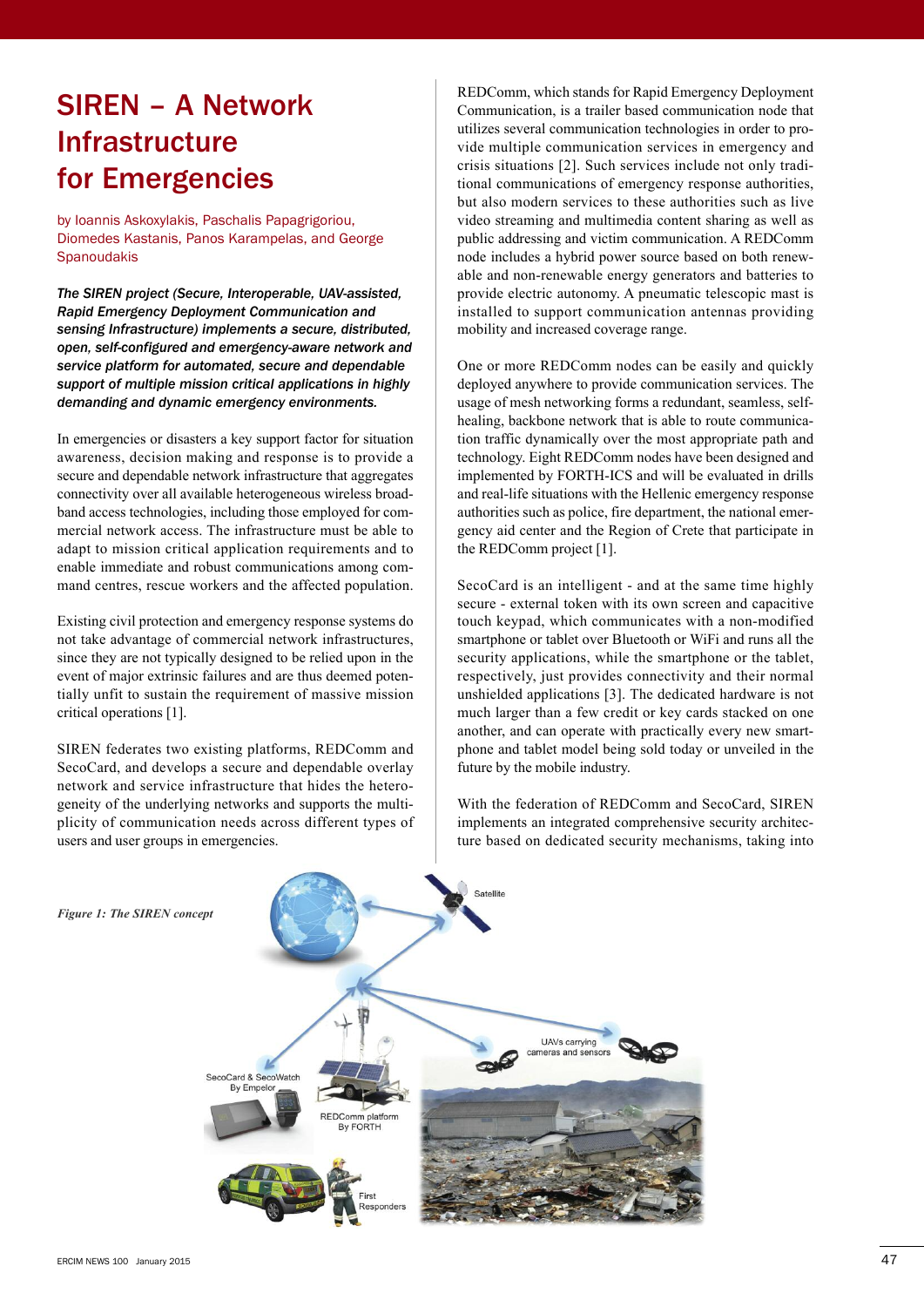# SIREN – A Network Infrastructure for Emergencies

by Ioannis Askoxylakis, Paschalis Papagrigoriou, Diomedes Kastanis, Panos Karampelas, and George Spanoudakis

***The SIREN project (Secure, Interoperable, UAV-assisted, Rapid Emergency Deployment Communication and sensing Infrastructure) implements a secure, distributed, open, self-configured and emergency-aware network and service platform for automated, secure and dependable support of multiple mission critical applications in highly demanding and dynamic emergency environments.***

In emergencies or disasters a key support factor for situation awareness, decision making and response is to provide a secure and dependable network infrastructure that aggregates connectivity over all available heterogeneous wireless broadband access technologies, including those employed for commercial network access. The infrastructure must be able to adapt to mission critical application requirements and to enable immediate and robust communications among command centres, rescue workers and the affected population.

Existing civil protection and emergency response systems do not take advantage of commercial network infrastructures, since they are not typically designed to be relied upon in the event of major extrinsic failures and are thus deemed potentially unfit to sustain the requirement of massive mission critical operations [1].

SIREN federates two existing platforms, REDComm and SecoCard, and develops a secure and dependable overlay network and service infrastructure that hides the heterogeneity of the underlying networks and supports the multiplicity of communication needs across different types of users and user groups in emergencies.

REDComm, which stands for Rapid Emergency Deployment Communication, is a trailer based communication node that utilizes several communication technologies in order to provide multiple communication services in emergency and crisis situations [2]. Such services include not only traditional communications of emergency response authorities, but also modern services to these authorities such as live video streaming and multimedia content sharing as well as public addressing and victim communication. A REDComm node includes a hybrid power source based on both renewable and non-renewable energy generators and batteries to provide electric autonomy. A pneumatic telescopic mast is installed to support communication antennas providing mobility and increased coverage range.

One or more REDComm nodes can be easily and quickly deployed anywhere to provide communication services. The usage of mesh networking forms a redundant, seamless, self-healing, backbone network that is able to route communication traffic dynamically over the most appropriate path and technology. Eight REDComm nodes have been designed and implemented by FORTH-ICS and will be evaluated in drills and real-life situations with the Hellenic emergency response authorities such as police, fire department, the national emergency aid center and the Region of Crete that participate in the REDComm project [1].

SecoCard is an intelligent - and at the same time highly secure - external token with its own screen and capacitive touch keypad, which communicates with a non-modified smartphone or tablet over Bluetooth or WiFi and runs all the security applications, while the smartphone or the tablet, respectively, just provides connectivity and their normal unshielded applications [3]. The dedicated hardware is not much larger than a few credit or key cards stacked on one another, and can operate with practically every new smartphone and tablet model being sold today or unveiled in the future by the mobile industry.

With the federation of REDComm and SecoCard, SIREN implements an integrated comprehensive security architecture based on dedicated security mechanisms, taking into

*Figure 1: The SIREN concept*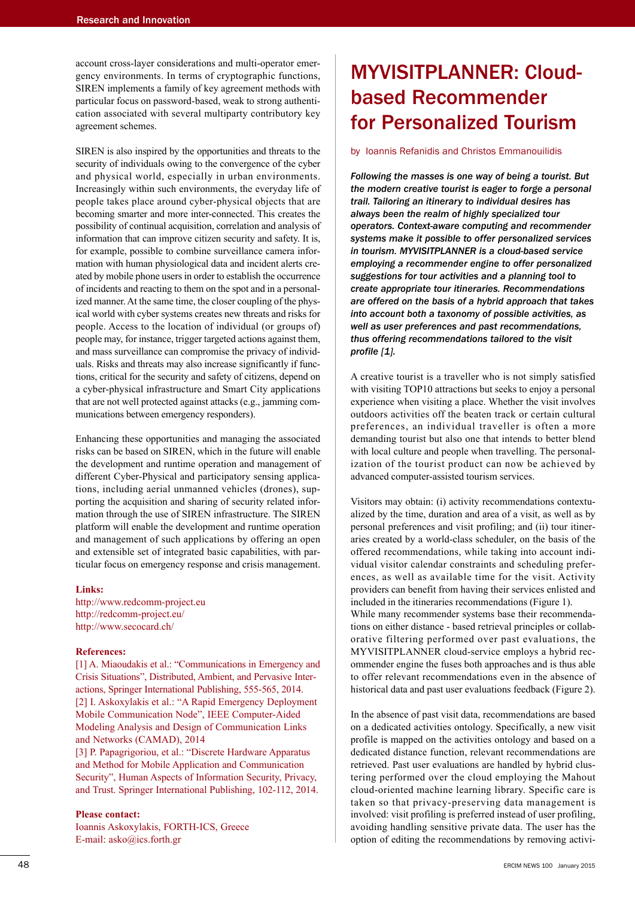account cross-layer considerations and multi-operator emergency environments. In terms of cryptographic functions, SIREN implements a family of key agreement methods with particular focus on password-based, weak to strong authentication associated with several multiparty contributory key agreement schemes.

SIREN is also inspired by the opportunities and threats to the security of individuals owing to the convergence of the cyber and physical world, especially in urban environments. Increasingly within such environments, the everyday life of people takes place around cyber-physical objects that are becoming smarter and more inter-connected. This creates the possibility of continual acquisition, correlation and analysis of information that can improve citizen security and safety. It is, for example, possible to combine surveillance camera information with human physiological data and incident alerts created by mobile phone users in order to establish the occurrence of incidents and reacting to them on the spot and in a personalized manner. At the same time, the closer coupling of the physical world with cyber systems creates new threats and risks for people. Access to the location of individual (or groups of) people may, for instance, trigger targeted actions against them, and mass surveillance can compromise the privacy of individuals. Risks and threats may also increase significantly if functions, critical for the security and safety of citizens, depend on a cyber-physical infrastructure and Smart City applications that are not well protected against attacks (e.g., jamming communications between emergency responders).

Enhancing these opportunities and managing the associated risks can be based on SIREN, which in the future will enable the development and runtime operation and management of different Cyber-Physical and participatory sensing applications, including aerial unmanned vehicles (drones), supporting the acquisition and sharing of security related information through the use of SIREN infrastructure. The SIREN platform will enable the development and runtime operation and management of such applications by offering an open and extensible set of integrated basic capabilities, with particular focus on emergency response and crisis management.

**Links:**
http://www.redcomm-project.eu
http://redcomm-project.eu/
http://www.secocard.ch/

**References:**
[1] A. Miaoudakis et al.: "Communications in Emergency and Crisis Situations", Distributed, Ambient, and Pervasive Interactions, Springer International Publishing, 555-565, 2014.
[2] I. Askoxylakis et al.: "A Rapid Emergency Deployment Mobile Communication Node", IEEE Computer-Aided Modeling Analysis and Design of Communication Links and Networks (CAMAD), 2014
[3] P. Papagrigoriou, et al.: "Discrete Hardware Apparatus and Method for Mobile Application and Communication Security", Human Aspects of Information Security, Privacy, and Trust. Springer International Publishing, 102-112, 2014.

**Please contact:**
Ioannis Askoxylakis, FORTH-ICS, Greece
E-mail: asko@ics.forth.gr

# MYVISITPLANNER: Cloud-based Recommender for Personalized Tourism

by Ioannis Refanidis and Christos Emmanouilidis

***Following the masses is one way of being a tourist. But the modern creative tourist is eager to forge a personal trail. Tailoring an itinerary to individual desires has always been the realm of highly specialized tour operators. Context-aware computing and recommender systems make it possible to offer personalized services in tourism. MYVISITPLANNER is a cloud-based service employing a recommender engine to offer personalized suggestions for tour activities and a planning tool to create appropriate tour itineraries. Recommendations are offered on the basis of a hybrid approach that takes into account both a taxonomy of possible activities, as well as user preferences and past recommendations, thus offering recommendations tailored to the visit profile [1].***

A creative tourist is a traveller who is not simply satisfied with visiting TOP10 attractions but seeks to enjoy a personal experience when visiting a place. Whether the visit involves outdoors activities off the beaten track or certain cultural preferences, an individual traveller is often a more demanding tourist but also one that intends to better blend with local culture and people when travelling. The personalization of the tourist product can now be achieved by advanced computer-assisted tourism services.

Visitors may obtain: (i) activity recommendations contextualized by the time, duration and area of a visit, as well as by personal preferences and visit profiling; and (ii) tour itineraries created by a world-class scheduler, on the basis of the offered recommendations, while taking into account individual visitor calendar constraints and scheduling preferences, as well as available time for the visit. Activity providers can benefit from having their services enlisted and included in the itineraries recommendations (Figure 1).
While many recommender systems base their recommendations on either distance - based retrieval principles or collaborative filtering performed over past evaluations, the MYVISITPLANNER cloud-service employs a hybrid recommender engine the fuses both approaches and is thus able to offer relevant recommendations even in the absence of historical data and past user evaluations feedback (Figure 2).

In the absence of past visit data, recommendations are based on a dedicated activities ontology. Specifically, a new visit profile is mapped on the activities ontology and based on a dedicated distance function, relevant recommendations are retrieved. Past user evaluations are handled by hybrid clustering performed over the cloud employing the Mahout cloud-oriented machine learning library. Specific care is taken so that privacy-preserving data management is involved: visit profiling is preferred instead of user profiling, avoiding handling sensitive private data. The user has the option of editing the recommendations by removing activi-